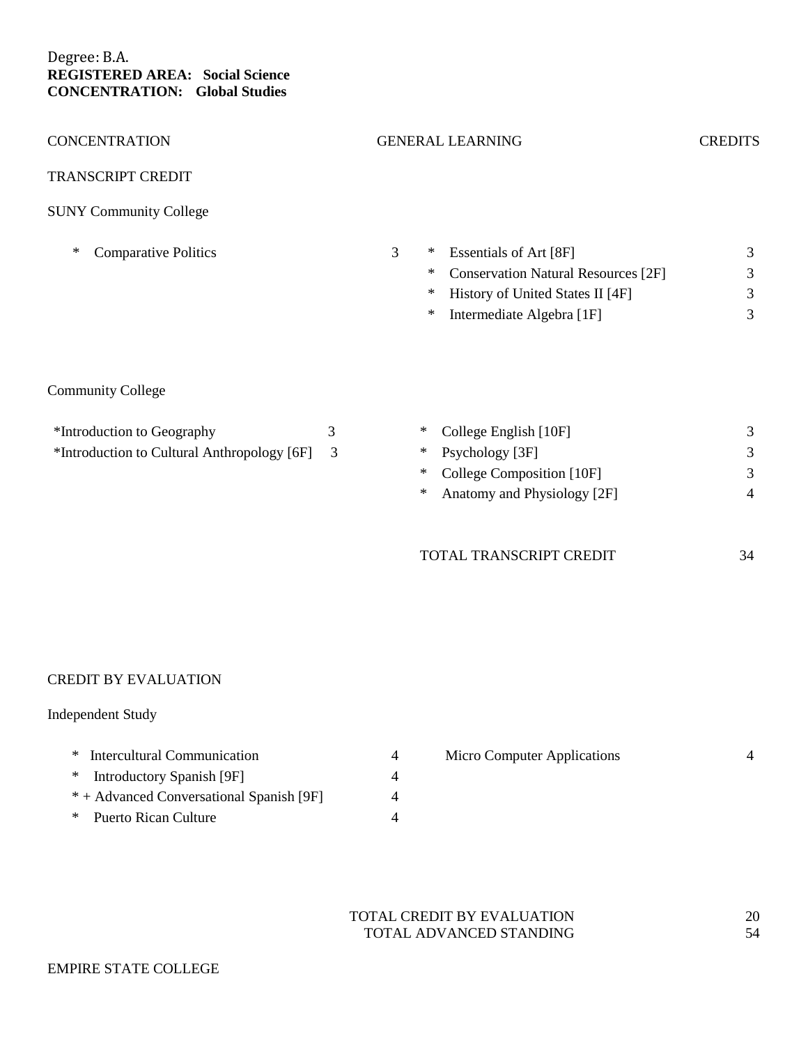Degree: B.A.
**REGISTERED AREA: Social Science**
**CONCENTRATION: Global Studies**

| CONCENTRATION | | GENERAL LEARNING | CREDITS |
|---|---|---|---|
| TRANSCRIPT CREDIT | | | |
| SUNY Community College | | | |
| * Comparative Politics | 3 | * Essentials of Art [8F] | 3 |
| | | * Conservation Natural Resources [2F] | 3 |
| | | * History of United States II [4F] | 3 |
| | | * Intermediate Algebra [1F] | 3 |
| Community College | | | |
| *Introduction to Geography | 3 | * College English [10F] | 3 |
| *Introduction to Cultural Anthropology [6F] | 3 | * Psychology [3F] | 3 |
| | | * College Composition [10F] | 3 |
| | | * Anatomy and Physiology [2F] | 4 |
| | | TOTAL TRANSCRIPT CREDIT | 34 |

| CONCENTRATION | | GENERAL LEARNING | CREDITS |
|---|---|---|---|
| CREDIT BY EVALUATION | | | |
| Independent Study | | | |
| * Intercultural Communication | 4 | Micro Computer Applications | 4 |
| * Introductory Spanish [9F] | 4 | | |
| * + Advanced Conversational Spanish [9F] | 4 | | |
| * Puerto Rican Culture | 4 | | |
| | | TOTAL CREDIT BY EVALUATION | 20 |
| | | TOTAL ADVANCED STANDING | 54 |

EMPIRE STATE COLLEGE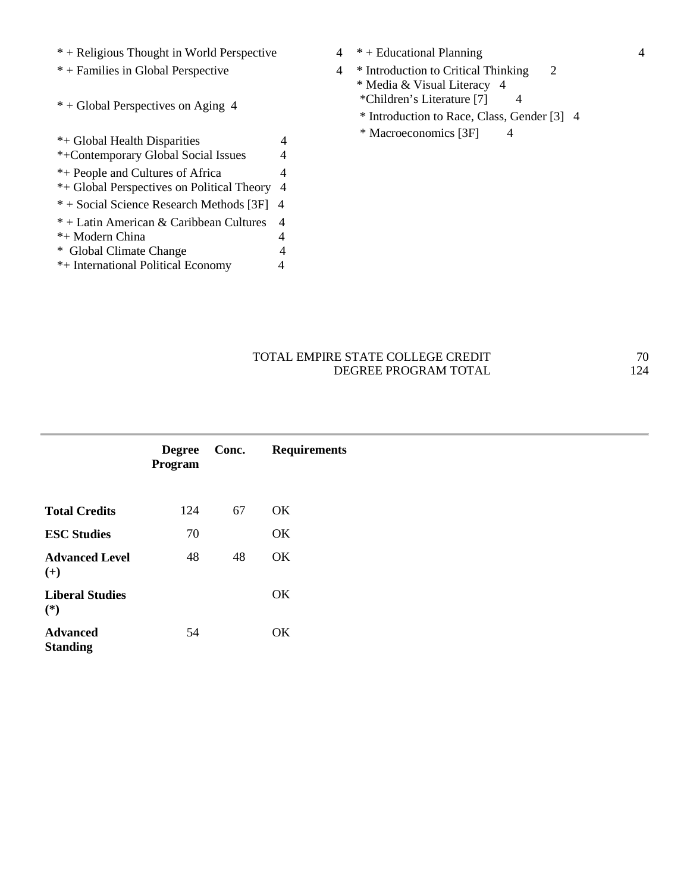* + Religious Thought in World Perspective 4
* + Families in Global Perspective 4
* + Global Perspectives on Aging 4
*+ Global Health Disparities 4
*+Contemporary Global Social Issues 4
*+ People and Cultures of Africa 4
*+ Global Perspectives on Political Theory 4
* + Social Science Research Methods [3F] 4
* + Latin American & Caribbean Cultures 4
*+ Modern China 4
* Global Climate Change 4
*+ International Political Economy 4

* + Educational Planning 4
* Introduction to Critical Thinking 2
* Media & Visual Literacy 4
*Children's Literature [7] 4
* Introduction to Race, Class, Gender [3] 4
* Macroeconomics [3F] 4

TOTAL EMPIRE STATE COLLEGE CREDIT 70
DEGREE PROGRAM TOTAL 124

| | Degree Program | Conc. | Requirements |
|---|---|---|---|
| **Total Credits** | 124 | 67 | OK |
| **ESC Studies** | 70 | | OK |
| **Advanced Level (+)** | 48 | 48 | OK |
| **Liberal Studies (*)** | | | OK |
| **Advanced Standing** | 54 | | OK |